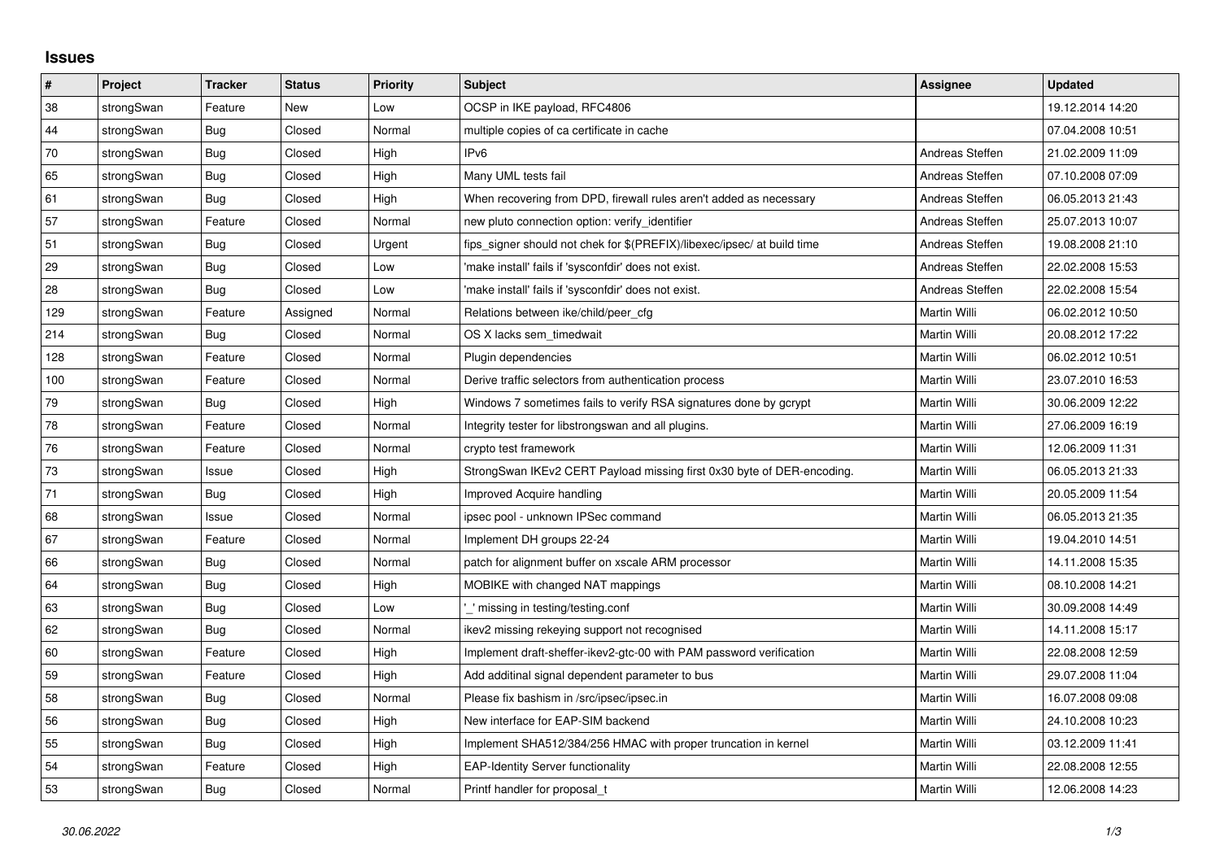## Issues

| # | Project | Tracker | Status | Priority | Subject | Assignee | Updated |
|---|---|---|---|---|---|---|---|
| 38 | strongSwan | Feature | New | Low | OCSP in IKE payload, RFC4806 | | 19.12.2014 14:20 |
| 44 | strongSwan | Bug | Closed | Normal | multiple copies of ca certificate in cache | | 07.04.2008 10:51 |
| 70 | strongSwan | Bug | Closed | High | IPv6 | Andreas Steffen | 21.02.2009 11:09 |
| 65 | strongSwan | Bug | Closed | High | Many UML tests fail | Andreas Steffen | 07.10.2008 07:09 |
| 61 | strongSwan | Bug | Closed | High | When recovering from DPD, firewall rules aren't added as necessary | Andreas Steffen | 06.05.2013 21:43 |
| 57 | strongSwan | Feature | Closed | Normal | new pluto connection option: verify_identifier | Andreas Steffen | 25.07.2013 10:07 |
| 51 | strongSwan | Bug | Closed | Urgent | fips_signer should not chek for $(PREFIX)/libexec/ipsec/ at build time | Andreas Steffen | 19.08.2008 21:10 |
| 29 | strongSwan | Bug | Closed | Low | 'make install' fails if 'sysconfdir' does not exist. | Andreas Steffen | 22.02.2008 15:53 |
| 28 | strongSwan | Bug | Closed | Low | 'make install' fails if 'sysconfdir' does not exist. | Andreas Steffen | 22.02.2008 15:54 |
| 129 | strongSwan | Feature | Assigned | Normal | Relations between ike/child/peer_cfg | Martin Willi | 06.02.2012 10:50 |
| 214 | strongSwan | Bug | Closed | Normal | OS X lacks sem_timedwait | Martin Willi | 20.08.2012 17:22 |
| 128 | strongSwan | Feature | Closed | Normal | Plugin dependencies | Martin Willi | 06.02.2012 10:51 |
| 100 | strongSwan | Feature | Closed | Normal | Derive traffic selectors from authentication process | Martin Willi | 23.07.2010 16:53 |
| 79 | strongSwan | Bug | Closed | High | Windows 7 sometimes fails to verify RSA signatures done by gcrypt | Martin Willi | 30.06.2009 12:22 |
| 78 | strongSwan | Feature | Closed | Normal | Integrity tester for libstrongswan and all plugins. | Martin Willi | 27.06.2009 16:19 |
| 76 | strongSwan | Feature | Closed | Normal | crypto test framework | Martin Willi | 12.06.2009 11:31 |
| 73 | strongSwan | Issue | Closed | High | StrongSwan IKEv2 CERT Payload missing first 0x30 byte of DER-encoding. | Martin Willi | 06.05.2013 21:33 |
| 71 | strongSwan | Bug | Closed | High | Improved Acquire handling | Martin Willi | 20.05.2009 11:54 |
| 68 | strongSwan | Issue | Closed | Normal | ipsec pool - unknown IPSec command | Martin Willi | 06.05.2013 21:35 |
| 67 | strongSwan | Feature | Closed | Normal | Implement DH groups 22-24 | Martin Willi | 19.04.2010 14:51 |
| 66 | strongSwan | Bug | Closed | Normal | patch for alignment buffer on xscale ARM processor | Martin Willi | 14.11.2008 15:35 |
| 64 | strongSwan | Bug | Closed | High | MOBIKE with changed NAT mappings | Martin Willi | 08.10.2008 14:21 |
| 63 | strongSwan | Bug | Closed | Low | '_' missing in testing/testing.conf | Martin Willi | 30.09.2008 14:49 |
| 62 | strongSwan | Bug | Closed | Normal | ikev2 missing rekeying support not recognised | Martin Willi | 14.11.2008 15:17 |
| 60 | strongSwan | Feature | Closed | High | Implement draft-sheffer-ikev2-gtc-00 with PAM password verification | Martin Willi | 22.08.2008 12:59 |
| 59 | strongSwan | Feature | Closed | High | Add additinal signal dependent parameter to bus | Martin Willi | 29.07.2008 11:04 |
| 58 | strongSwan | Bug | Closed | Normal | Please fix bashism in /src/ipsec/ipsec.in | Martin Willi | 16.07.2008 09:08 |
| 56 | strongSwan | Bug | Closed | High | New interface for EAP-SIM backend | Martin Willi | 24.10.2008 10:23 |
| 55 | strongSwan | Bug | Closed | High | Implement SHA512/384/256 HMAC with proper truncation in kernel | Martin Willi | 03.12.2009 11:41 |
| 54 | strongSwan | Feature | Closed | High | EAP-Identity Server functionality | Martin Willi | 22.08.2008 12:55 |
| 53 | strongSwan | Bug | Closed | Normal | Printf handler for proposal_t | Martin Willi | 12.06.2008 14:23 |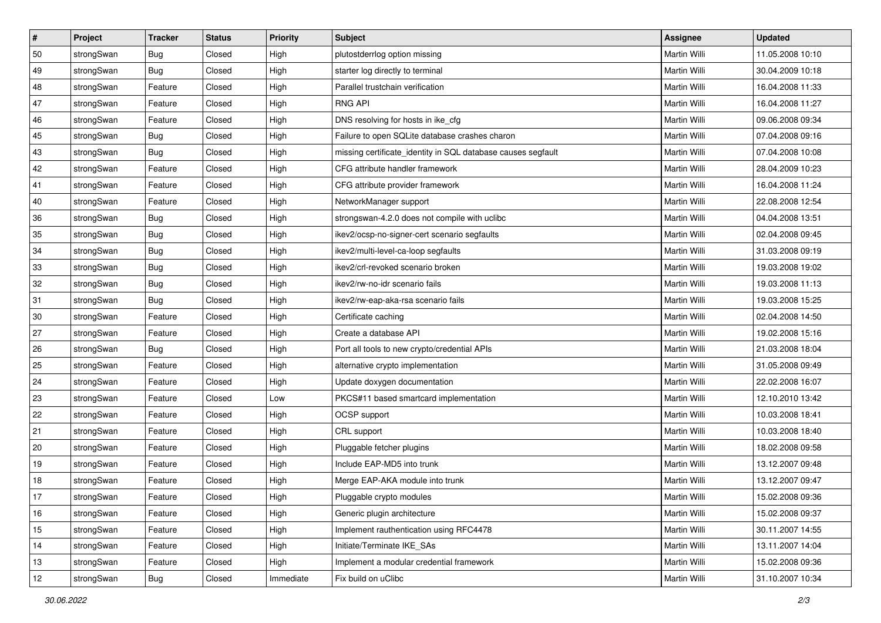| # | Project | Tracker | Status | Priority | Subject | Assignee | Updated |
|---|---|---|---|---|---|---|---|
| 50 | strongSwan | Bug | Closed | High | plutostderrlog option missing | Martin Willi | 11.05.2008 10:10 |
| 49 | strongSwan | Bug | Closed | High | starter log directly to terminal | Martin Willi | 30.04.2009 10:18 |
| 48 | strongSwan | Feature | Closed | High | Parallel trustchain verification | Martin Willi | 16.04.2008 11:33 |
| 47 | strongSwan | Feature | Closed | High | RNG API | Martin Willi | 16.04.2008 11:27 |
| 46 | strongSwan | Feature | Closed | High | DNS resolving for hosts in ike_cfg | Martin Willi | 09.06.2008 09:34 |
| 45 | strongSwan | Bug | Closed | High | Failure to open SQLite database crashes charon | Martin Willi | 07.04.2008 09:16 |
| 43 | strongSwan | Bug | Closed | High | missing certificate_identity in SQL database causes segfault | Martin Willi | 07.04.2008 10:08 |
| 42 | strongSwan | Feature | Closed | High | CFG attribute handler framework | Martin Willi | 28.04.2009 10:23 |
| 41 | strongSwan | Feature | Closed | High | CFG attribute provider framework | Martin Willi | 16.04.2008 11:24 |
| 40 | strongSwan | Feature | Closed | High | NetworkManager support | Martin Willi | 22.08.2008 12:54 |
| 36 | strongSwan | Bug | Closed | High | strongswan-4.2.0 does not compile with uclibc | Martin Willi | 04.04.2008 13:51 |
| 35 | strongSwan | Bug | Closed | High | ikev2/ocsp-no-signer-cert scenario segfaults | Martin Willi | 02.04.2008 09:45 |
| 34 | strongSwan | Bug | Closed | High | ikev2/multi-level-ca-loop segfaults | Martin Willi | 31.03.2008 09:19 |
| 33 | strongSwan | Bug | Closed | High | ikev2/crl-revoked scenario broken | Martin Willi | 19.03.2008 19:02 |
| 32 | strongSwan | Bug | Closed | High | ikev2/rw-no-idr scenario fails | Martin Willi | 19.03.2008 11:13 |
| 31 | strongSwan | Bug | Closed | High | ikev2/rw-eap-aka-rsa scenario fails | Martin Willi | 19.03.2008 15:25 |
| 30 | strongSwan | Feature | Closed | High | Certificate caching | Martin Willi | 02.04.2008 14:50 |
| 27 | strongSwan | Feature | Closed | High | Create a database API | Martin Willi | 19.02.2008 15:16 |
| 26 | strongSwan | Bug | Closed | High | Port all tools to new crypto/credential APIs | Martin Willi | 21.03.2008 18:04 |
| 25 | strongSwan | Feature | Closed | High | alternative crypto implementation | Martin Willi | 31.05.2008 09:49 |
| 24 | strongSwan | Feature | Closed | High | Update doxygen documentation | Martin Willi | 22.02.2008 16:07 |
| 23 | strongSwan | Feature | Closed | Low | PKCS#11 based smartcard implementation | Martin Willi | 12.10.2010 13:42 |
| 22 | strongSwan | Feature | Closed | High | OCSP support | Martin Willi | 10.03.2008 18:41 |
| 21 | strongSwan | Feature | Closed | High | CRL support | Martin Willi | 10.03.2008 18:40 |
| 20 | strongSwan | Feature | Closed | High | Pluggable fetcher plugins | Martin Willi | 18.02.2008 09:58 |
| 19 | strongSwan | Feature | Closed | High | Include EAP-MD5 into trunk | Martin Willi | 13.12.2007 09:48 |
| 18 | strongSwan | Feature | Closed | High | Merge EAP-AKA module into trunk | Martin Willi | 13.12.2007 09:47 |
| 17 | strongSwan | Feature | Closed | High | Pluggable crypto modules | Martin Willi | 15.02.2008 09:36 |
| 16 | strongSwan | Feature | Closed | High | Generic plugin architecture | Martin Willi | 15.02.2008 09:37 |
| 15 | strongSwan | Feature | Closed | High | Implement rauthentication using RFC4478 | Martin Willi | 30.11.2007 14:55 |
| 14 | strongSwan | Feature | Closed | High | Initiate/Terminate IKE_SAs | Martin Willi | 13.11.2007 14:04 |
| 13 | strongSwan | Feature | Closed | High | Implement a modular credential framework | Martin Willi | 15.02.2008 09:36 |
| 12 | strongSwan | Bug | Closed | Immediate | Fix build on uClibc | Martin Willi | 31.10.2007 10:34 |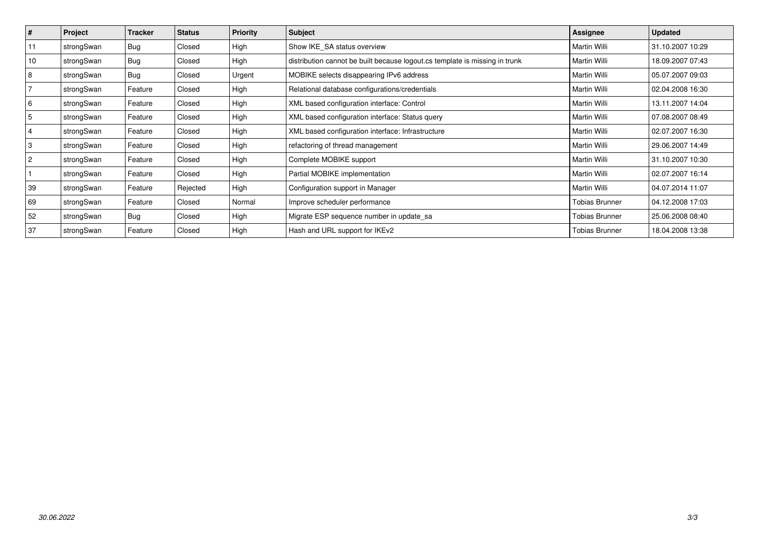| # | Project | Tracker | Status | Priority | Subject | Assignee | Updated |
|---|---|---|---|---|---|---|---|
| 11 | strongSwan | Bug | Closed | High | Show IKE_SA status overview | Martin Willi | 31.10.2007 10:29 |
| 10 | strongSwan | Bug | Closed | High | distribution cannot be built because logout.cs template is missing in trunk | Martin Willi | 18.09.2007 07:43 |
| 8 | strongSwan | Bug | Closed | Urgent | MOBIKE selects disappearing IPv6 address | Martin Willi | 05.07.2007 09:03 |
| 7 | strongSwan | Feature | Closed | High | Relational database configurations/credentials | Martin Willi | 02.04.2008 16:30 |
| 6 | strongSwan | Feature | Closed | High | XML based configuration interface: Control | Martin Willi | 13.11.2007 14:04 |
| 5 | strongSwan | Feature | Closed | High | XML based configuration interface: Status query | Martin Willi | 07.08.2007 08:49 |
| 4 | strongSwan | Feature | Closed | High | XML based configuration interface: Infrastructure | Martin Willi | 02.07.2007 16:30 |
| 3 | strongSwan | Feature | Closed | High | refactoring of thread management | Martin Willi | 29.06.2007 14:49 |
| 2 | strongSwan | Feature | Closed | High | Complete MOBIKE support | Martin Willi | 31.10.2007 10:30 |
| 1 | strongSwan | Feature | Closed | High | Partial MOBIKE implementation | Martin Willi | 02.07.2007 16:14 |
| 39 | strongSwan | Feature | Rejected | High | Configuration support in Manager | Martin Willi | 04.07.2014 11:07 |
| 69 | strongSwan | Feature | Closed | Normal | Improve scheduler performance | Tobias Brunner | 04.12.2008 17:03 |
| 52 | strongSwan | Bug | Closed | High | Migrate ESP sequence number in update_sa | Tobias Brunner | 25.06.2008 08:40 |
| 37 | strongSwan | Feature | Closed | High | Hash and URL support for IKEv2 | Tobias Brunner | 18.04.2008 13:38 |